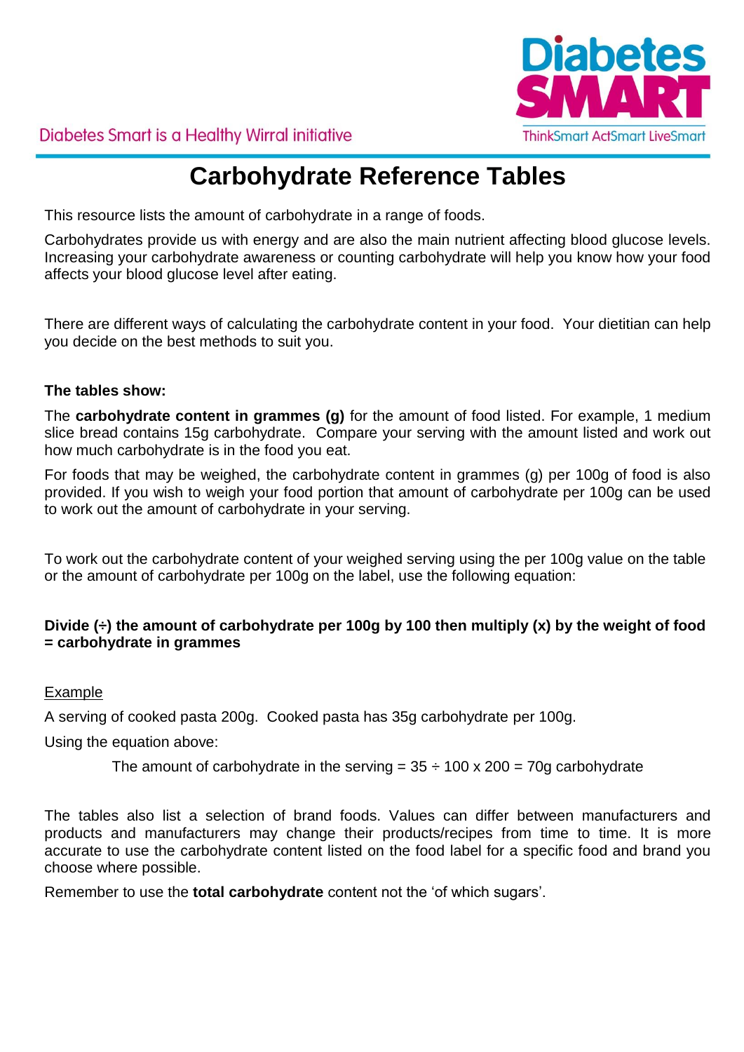Diabetes Smart is a Healthy Wirral initiative

Diabetes SMART

ThinkSmart ActSmart LiveSmart

# Carbohydrate Reference Tables

This resource lists the amount of carbohydrate in a range of foods.

Carbohydrates provide us with energy and are also the main nutrient affecting blood glucose levels. Increasing your carbohydrate awareness or counting carbohydrate will help you know how your food affects your blood glucose level after eating.

There are different ways of calculating the carbohydrate content in your food. Your dietitian can help you decide on the best methods to suit you.

**The tables show:**

The **carbohydrate content in grammes (g)** for the amount of food listed. For example, 1 medium slice bread contains 15g carbohydrate. Compare your serving with the amount listed and work out how much carbohydrate is in the food you eat.

For foods that may be weighed, the carbohydrate content in grammes (g) per 100g of food is also provided. If you wish to weigh your food portion that amount of carbohydrate per 100g can be used to work out the amount of carbohydrate in your serving.

To work out the carbohydrate content of your weighed serving using the per 100g value on the table or the amount of carbohydrate per 100g on the label, use the following equation:

**Divide (÷) the amount of carbohydrate per 100g by 100 then multiply (x) by the weight of food = carbohydrate in grammes**

Example

A serving of cooked pasta 200g. Cooked pasta has 35g carbohydrate per 100g.

Using the equation above:

The amount of carbohydrate in the serving = 35 ÷ 100 x 200 = 70g carbohydrate

The tables also list a selection of brand foods. Values can differ between manufacturers and products and manufacturers may change their products/recipes from time to time. It is more accurate to use the carbohydrate content listed on the food label for a specific food and brand you choose where possible.

Remember to use the **total carbohydrate** content not the 'of which sugars'.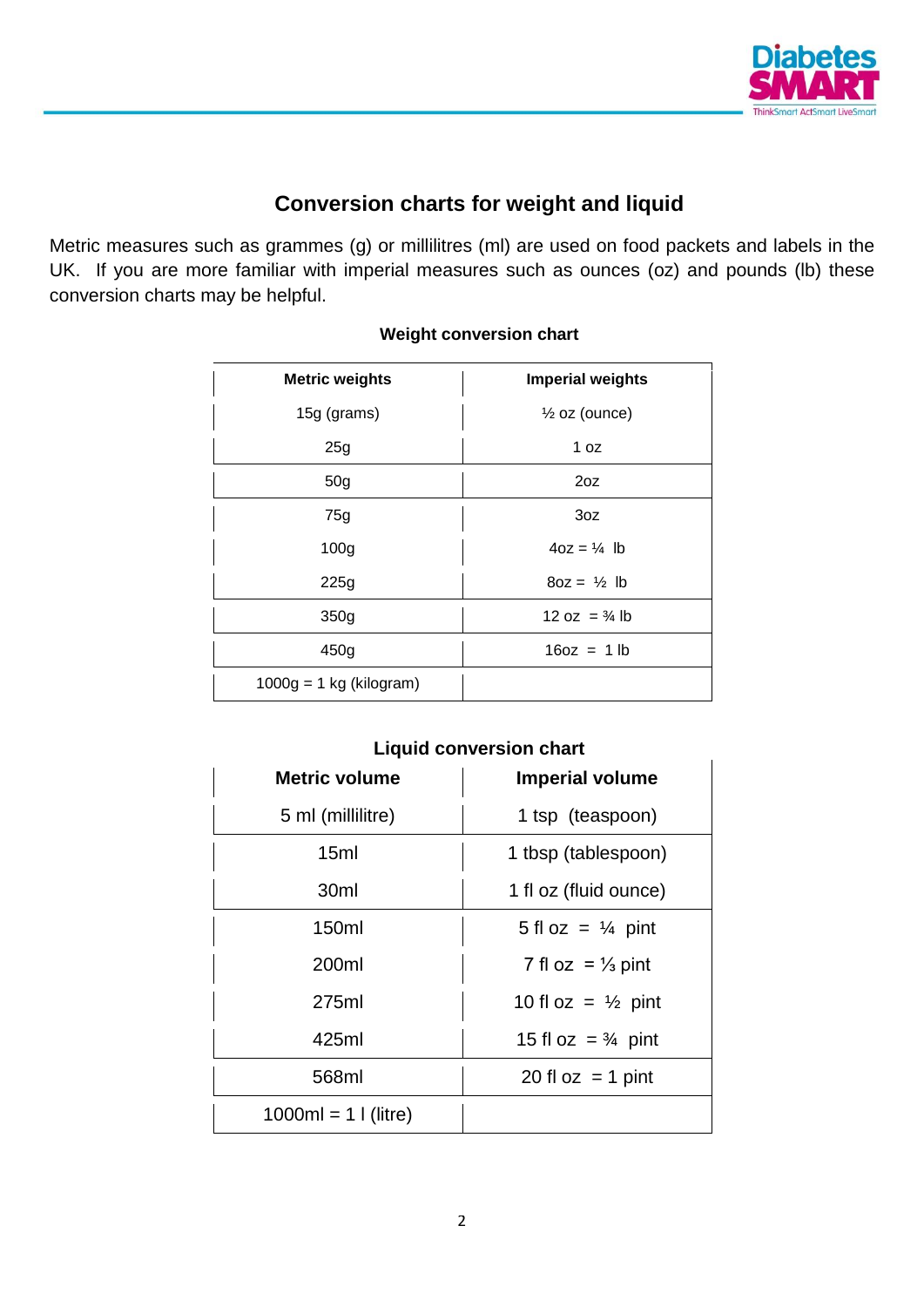## Conversion charts for weight and liquid

Metric measures such as grammes (g) or millilitres (ml) are used on food packets and labels in the UK. If you are more familiar with imperial measures such as ounces (oz) and pounds (lb) these conversion charts may be helpful.

### Weight conversion chart

| Metric weights | Imperial weights |
|---|---|
| 15g (grams) | ½ oz (ounce) |
| 25g | 1 oz |
| 50g | 2oz |
| 75g | 3oz |
| 100g | 4oz = ¼ lb |
| 225g | 8oz = ½ lb |
| 350g | 12 oz = ¾ lb |
| 450g | 16oz = 1 lb |
| 1000g = 1 kg (kilogram) | |

### Liquid conversion chart

| Metric volume | Imperial volume |
|---|---|
| 5 ml (millilitre) | 1 tsp (teaspoon) |
| 15ml | 1 tbsp (tablespoon) |
| 30ml | 1 fl oz (fluid ounce) |
| 150ml | 5 fl oz = ¼ pint |
| 200ml | 7 fl oz = ⅓ pint |
| 275ml | 10 fl oz = ½ pint |
| 425ml | 15 fl oz = ¾ pint |
| 568ml | 20 fl oz = 1 pint |
| 1000ml = 1 l (litre) | |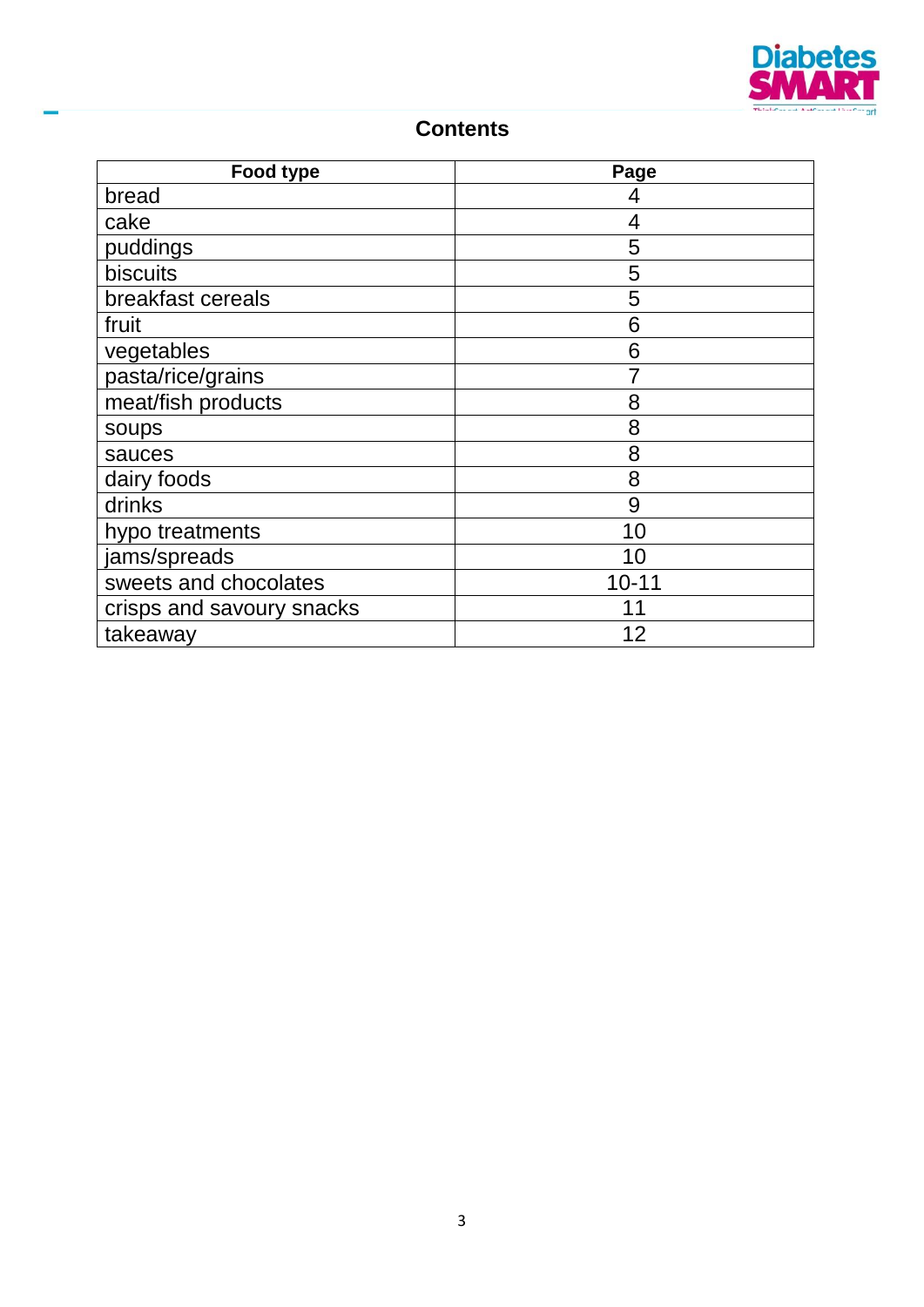## Contents

| Food type | Page |
|---|---|
| bread | 4 |
| cake | 4 |
| puddings | 5 |
| biscuits | 5 |
| breakfast cereals | 5 |
| fruit | 6 |
| vegetables | 6 |
| pasta/rice/grains | 7 |
| meat/fish products | 8 |
| soups | 8 |
| sauces | 8 |
| dairy foods | 8 |
| drinks | 9 |
| hypo treatments | 10 |
| jams/spreads | 10 |
| sweets and chocolates | 10-11 |
| crisps and savoury snacks | 11 |
| takeaway | 12 |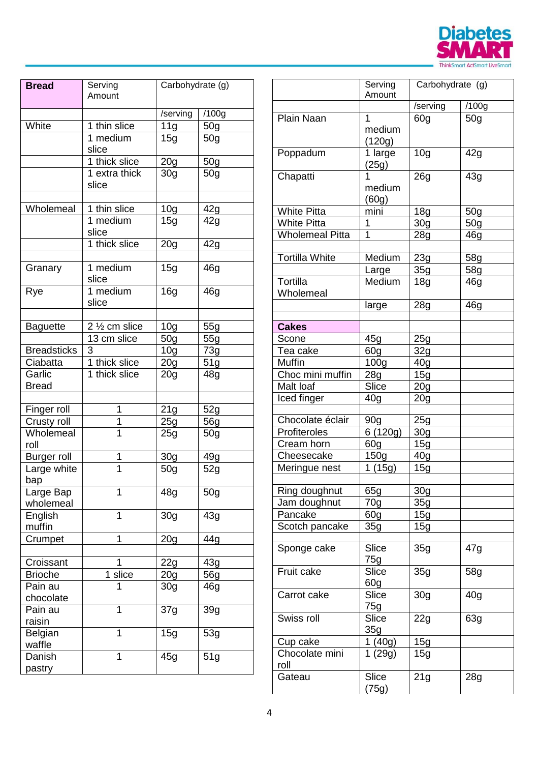| Bread | Serving Amount | Carbohydrate (g) | |
|---|---|---|---|
| | | /serving | /100g |
| White | 1 thin slice | 11g | 50g |
| | 1 medium slice | 15g | 50g |
| | 1 thick slice | 20g | 50g |
| | 1 extra thick slice | 30g | 50g |
| | | | |
| Wholemeal | 1 thin slice | 10g | 42g |
| | 1 medium slice | 15g | 42g |
| | 1 thick slice | 20g | 42g |
| | | | |
| Granary | 1 medium slice | 15g | 46g |
| Rye | 1 medium slice | 16g | 46g |
| | | | |
| Baguette | 2 ½ cm slice | 10g | 55g |
| | 13 cm slice | 50g | 55g |
| Breadsticks | 3 | 10g | 73g |
| Ciabatta | 1 thick slice | 20g | 51g |
| Garlic Bread | 1 thick slice | 20g | 48g |
| | | | |
| Finger roll | 1 | 21g | 52g |
| Crusty roll | 1 | 25g | 56g |
| Wholemeal roll | 1 | 25g | 50g |
| Burger roll | 1 | 30g | 49g |
| Large white bap | 1 | 50g | 52g |
| Large Bap wholemeal | 1 | 48g | 50g |
| English muffin | 1 | 30g | 43g |
| Crumpet | 1 | 20g | 44g |
| | | | |
| Croissant | 1 | 22g | 43g |
| Brioche | 1 slice | 20g | 56g |
| Pain au chocolate | 1 | 30g | 46g |
| Pain au raisin | 1 | 37g | 39g |
| Belgian waffle | 1 | 15g | 53g |
| Danish pastry | 1 | 45g | 51g |

| | Serving Amount | Carbohydrate (g) | |
|---|---|---|---|
| | | /serving | /100g |
| Plain Naan | 1 medium (120g) | 60g | 50g |
| Poppadum | 1 large (25g) | 10g | 42g |
| Chapatti | 1 medium (60g) | 26g | 43g |
| White Pitta | mini | 18g | 50g |
| White Pitta | 1 | 30g | 50g |
| Wholemeal Pitta | 1 | 28g | 46g |
| | | | |
| Tortilla White | Medium | 23g | 58g |
| | Large | 35g | 58g |
| Tortilla Wholemeal | Medium | 18g | 46g |
| | large | 28g | 46g |
| | | | |
| **Cakes** | | | |
| Scone | 45g | 25g | |
| Tea cake | 60g | 32g | |
| Muffin | 100g | 40g | |
| Choc mini muffin | 28g | 15g | |
| Malt loaf | Slice | 20g | |
| Iced finger | 40g | 20g | |
| | | | |
| Chocolate éclair | 90g | 25g | |
| Profiteroles | 6 (120g) | 30g | |
| Cream horn | 60g | 15g | |
| Cheesecake | 150g | 40g | |
| Meringue nest | 1 (15g) | 15g | |
| | | | |
| Ring doughnut | 65g | 30g | |
| Jam doughnut | 70g | 35g | |
| Pancake | 60g | 15g | |
| Scotch pancake | 35g | 15g | |
| | | | |
| Sponge cake | Slice 75g | 35g | 47g |
| Fruit cake | Slice 60g | 35g | 58g |
| Carrot cake | Slice 75g | 30g | 40g |
| Swiss roll | Slice 35g | 22g | 63g |
| Cup cake | 1 (40g) | 15g | |
| Chocolate mini roll | 1 (29g) | 15g | |
| Gateau | Slice (75g) | 21g | 28g |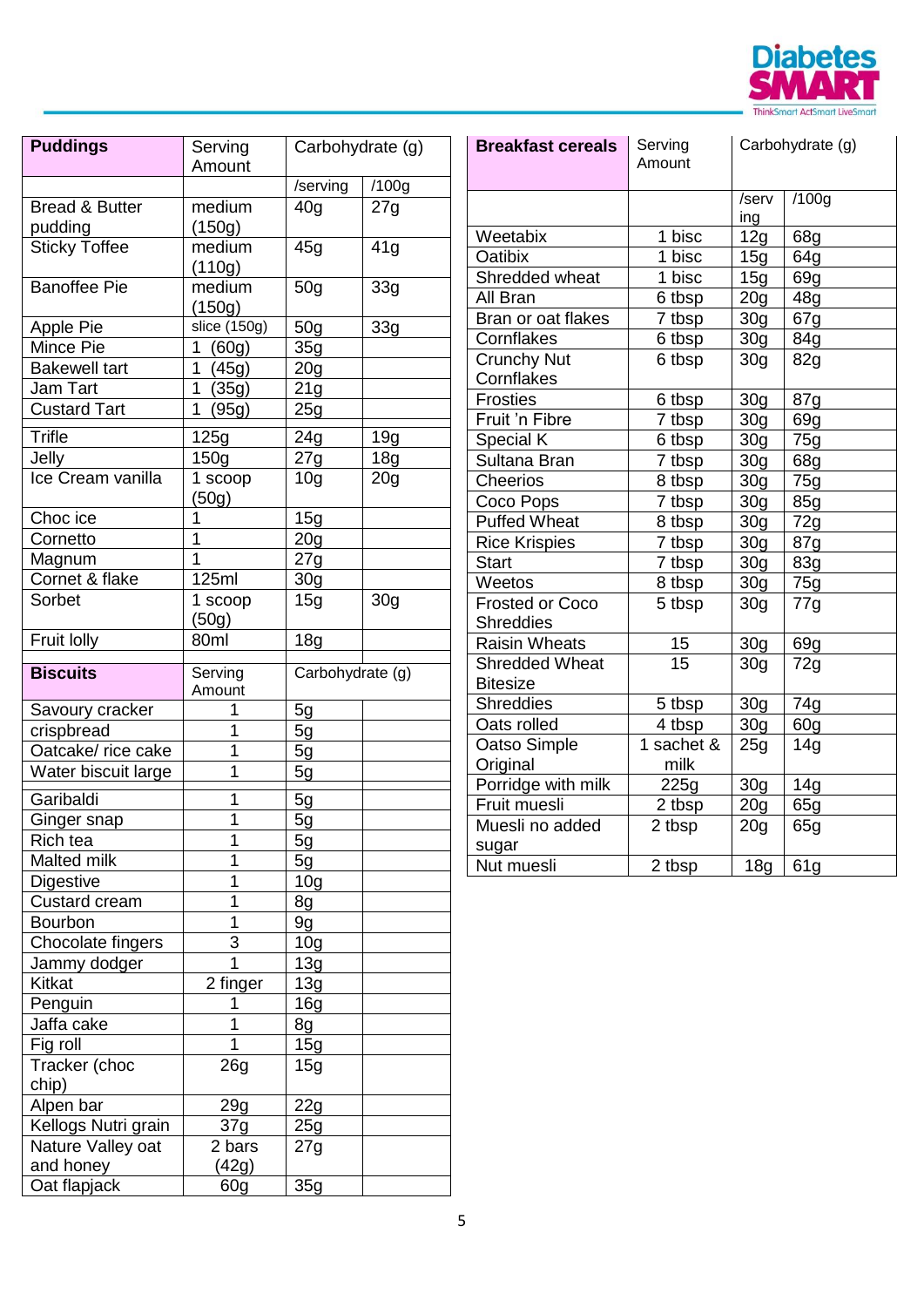| Puddings | Serving Amount | Carbohydrate (g) | |
|---|---|---|---|
| | | /serving | /100g |
| Bread & Butter pudding | medium (150g) | 40g | 27g |
| Sticky Toffee | medium (110g) | 45g | 41g |
| Banoffee Pie | medium (150g) | 50g | 33g |
| Apple Pie | slice (150g) | 50g | 33g |
| Mince Pie | 1 (60g) | 35g | |
| Bakewell tart | 1 (45g) | 20g | |
| Jam Tart | 1 (35g) | 21g | |
| Custard Tart | 1 (95g) | 25g | |
| Trifle | 125g | 24g | 19g |
| Jelly | 150g | 27g | 18g |
| Ice Cream vanilla | 1 scoop (50g) | 10g | 20g |
| Choc ice | 1 | 15g | |
| Cornetto | 1 | 20g | |
| Magnum | 1 | 27g | |
| Cornet & flake | 125ml | 30g | |
| Sorbet | 1 scoop (50g) | 15g | 30g |
| Fruit lolly | 80ml | 18g | |

| Biscuits | Serving Amount | Carbohydrate (g) | |
|---|---|---|---|
| Savoury cracker | 1 | 5g | |
| crispbread | 1 | 5g | |
| Oatcake/ rice cake | 1 | 5g | |
| Water biscuit large | 1 | 5g | |
| Garibaldi | 1 | 5g | |
| Ginger snap | 1 | 5g | |
| Rich tea | 1 | 5g | |
| Malted milk | 1 | 5g | |
| Digestive | 1 | 10g | |
| Custard cream | 1 | 8g | |
| Bourbon | 1 | 9g | |
| Chocolate fingers | 3 | 10g | |
| Jammy dodger | 1 | 13g | |
| Kitkat | 2 finger | 13g | |
| Penguin | 1 | 16g | |
| Jaffa cake | 1 | 8g | |
| Fig roll | 1 | 15g | |
| Tracker (choc chip) | 26g | 15g | |
| Alpen bar | 29g | 22g | |
| Kellogs Nutri grain | 37g | 25g | |
| Nature Valley oat and honey | 2 bars (42g) | 27g | |
| Oat flapjack | 60g | 35g | |

| Breakfast cereals | Serving Amount | Carbohydrate (g) | |
|---|---|---|---|
| | | /serving | /100g |
| Weetabix | 1 bisc | 12g | 68g |
| Oatibix | 1 bisc | 15g | 64g |
| Shredded wheat | 1 bisc | 15g | 69g |
| All Bran | 6 tbsp | 20g | 48g |
| Bran or oat flakes | 7 tbsp | 30g | 67g |
| Cornflakes | 6 tbsp | 30g | 84g |
| Crunchy Nut Cornflakes | 6 tbsp | 30g | 82g |
| Frosties | 6 tbsp | 30g | 87g |
| Fruit 'n Fibre | 7 tbsp | 30g | 69g |
| Special K | 6 tbsp | 30g | 75g |
| Sultana Bran | 7 tbsp | 30g | 68g |
| Cheerios | 8 tbsp | 30g | 75g |
| Coco Pops | 7 tbsp | 30g | 85g |
| Puffed Wheat | 8 tbsp | 30g | 72g |
| Rice Krispies | 7 tbsp | 30g | 87g |
| Start | 7 tbsp | 30g | 83g |
| Weetos | 8 tbsp | 30g | 75g |
| Frosted or Coco Shreddies | 5 tbsp | 30g | 77g |
| Raisin Wheats | 15 | 30g | 69g |
| Shredded Wheat Bitesize | 15 | 30g | 72g |
| Shreddies | 5 tbsp | 30g | 74g |
| Oats rolled | 4 tbsp | 30g | 60g |
| Oatso Simple Original | 1 sachet & milk | 25g | 14g |
| Porridge with milk | 225g | 30g | 14g |
| Fruit muesli | 2 tbsp | 20g | 65g |
| Muesli no added sugar | 2 tbsp | 20g | 65g |
| Nut muesli | 2 tbsp | 18g | 61g |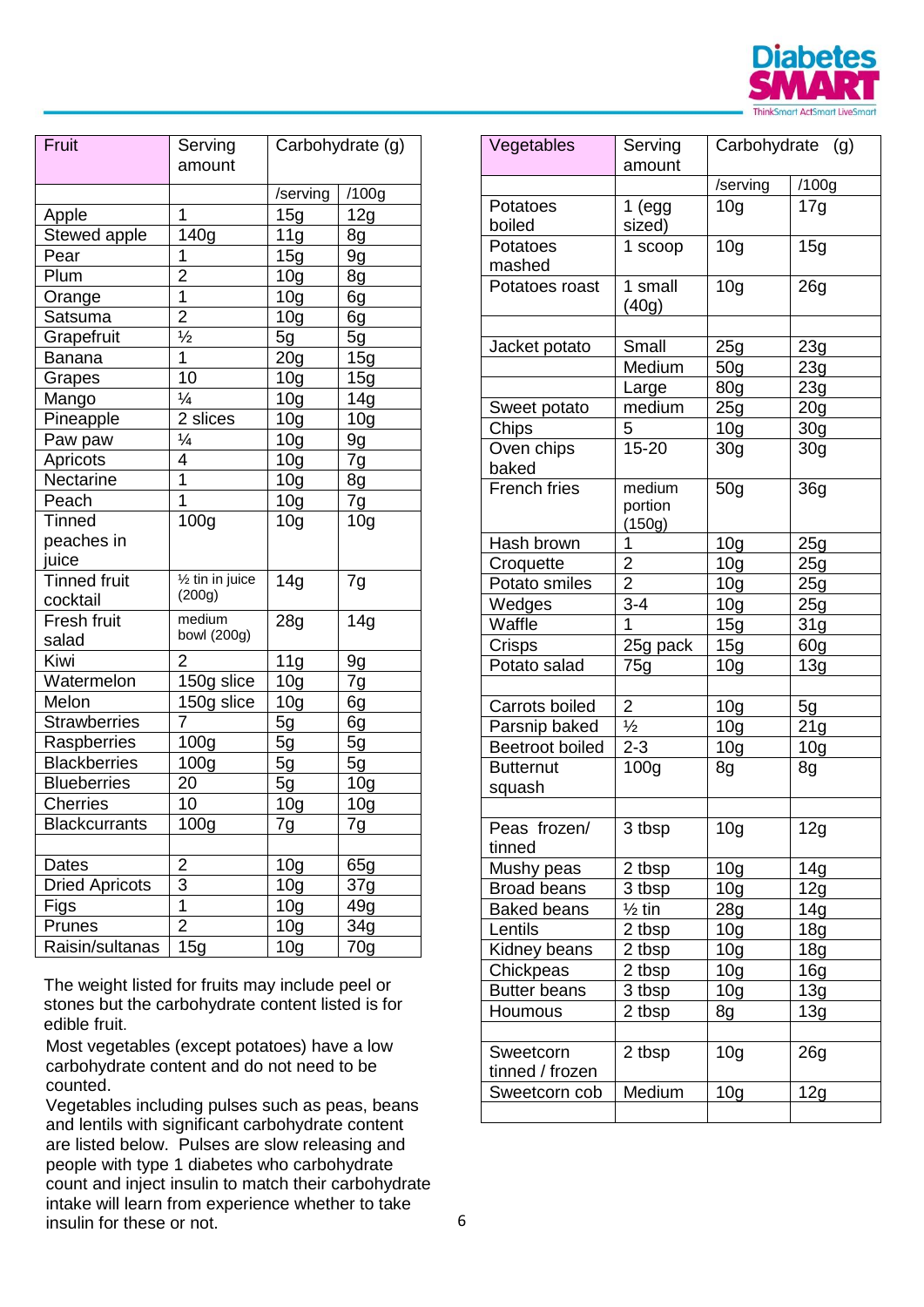| Fruit | Serving amount | Carbohydrate (g) | |
|---|---|---|---|
| | | /serving | /100g |
| Apple | 1 | 15g | 12g |
| Stewed apple | 140g | 11g | 8g |
| Pear | 1 | 15g | 9g |
| Plum | 2 | 10g | 8g |
| Orange | 1 | 10g | 6g |
| Satsuma | 2 | 10g | 6g |
| Grapefruit | ½ | 5g | 5g |
| Banana | 1 | 20g | 15g |
| Grapes | 10 | 10g | 15g |
| Mango | ¼ | 10g | 14g |
| Pineapple | 2 slices | 10g | 10g |
| Paw paw | ¼ | 10g | 9g |
| Apricots | 4 | 10g | 7g |
| Nectarine | 1 | 10g | 8g |
| Peach | 1 | 10g | 7g |
| Tinned peaches in juice | 100g | 10g | 10g |
| Tinned fruit cocktail | ½ tin in juice (200g) | 14g | 7g |
| Fresh fruit salad | medium bowl (200g) | 28g | 14g |
| Kiwi | 2 | 11g | 9g |
| Watermelon | 150g slice | 10g | 7g |
| Melon | 150g slice | 10g | 6g |
| Strawberries | 7 | 5g | 6g |
| Raspberries | 100g | 5g | 5g |
| Blackberries | 100g | 5g | 5g |
| Blueberries | 20 | 5g | 10g |
| Cherries | 10 | 10g | 10g |
| Blackcurrants | 100g | 7g | 7g |
| | | | |
| Dates | 2 | 10g | 65g |
| Dried Apricots | 3 | 10g | 37g |
| Figs | 1 | 10g | 49g |
| Prunes | 2 | 10g | 34g |
| Raisin/sultanas | 15g | 10g | 70g |

The weight listed for fruits may include peel or stones but the carbohydrate content listed is for edible fruit.

Most vegetables (except potatoes) have a low carbohydrate content and do not need to be counted.

Vegetables including pulses such as peas, beans and lentils with significant carbohydrate content are listed below. Pulses are slow releasing and people with type 1 diabetes who carbohydrate count and inject insulin to match their carbohydrate intake will learn from experience whether to take insulin for these or not.

| Vegetables | Serving amount | Carbohydrate (g) | |
|---|---|---|---|
| | | /serving | /100g |
| Potatoes boiled | 1 (egg sized) | 10g | 17g |
| Potatoes mashed | 1 scoop | 10g | 15g |
| Potatoes roast | 1 small (40g) | 10g | 26g |
| | | | |
| Jacket potato | Small | 25g | 23g |
| | Medium | 50g | 23g |
| | Large | 80g | 23g |
| Sweet potato | medium | 25g | 20g |
| Chips | 5 | 10g | 30g |
| Oven chips baked | 15-20 | 30g | 30g |
| French fries | medium portion (150g) | 50g | 36g |
| Hash brown | 1 | 10g | 25g |
| Croquette | 2 | 10g | 25g |
| Potato smiles | 2 | 10g | 25g |
| Wedges | 3-4 | 10g | 25g |
| Waffle | 1 | 15g | 31g |
| Crisps | 25g pack | 15g | 60g |
| Potato salad | 75g | 10g | 13g |
| | | | |
| Carrots boiled | 2 | 10g | 5g |
| Parsnip baked | ½ | 10g | 21g |
| Beetroot boiled | 2-3 | 10g | 10g |
| Butternut squash | 100g | 8g | 8g |
| | | | |
| Peas frozen/ tinned | 3 tbsp | 10g | 12g |
| Mushy peas | 2 tbsp | 10g | 14g |
| Broad beans | 3 tbsp | 10g | 12g |
| Baked beans | ½ tin | 28g | 14g |
| Lentils | 2 tbsp | 10g | 18g |
| Kidney beans | 2 tbsp | 10g | 18g |
| Chickpeas | 2 tbsp | 10g | 16g |
| Butter beans | 3 tbsp | 10g | 13g |
| Houmous | 2 tbsp | 8g | 13g |
| | | | |
| Sweetcorn tinned / frozen | 2 tbsp | 10g | 26g |
| Sweetcorn cob | Medium | 10g | 12g |
| | | | |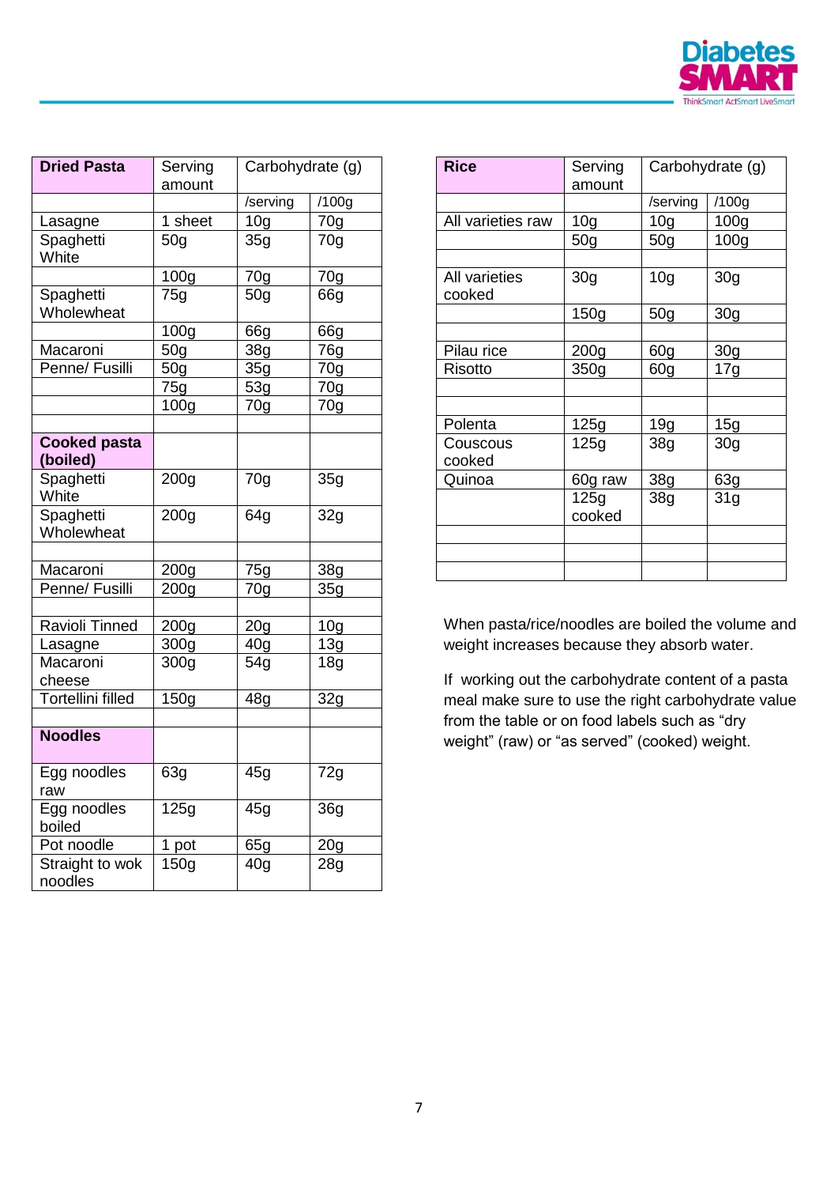| Dried Pasta | Serving amount | Carbohydrate (g) | |
|---|---|---|---|
| | | /serving | /100g |
| Lasagne | 1 sheet | 10g | 70g |
| Spaghetti White | 50g | 35g | 70g |
| | 100g | 70g | 70g |
| Spaghetti Wholewheat | 75g | 50g | 66g |
| | 100g | 66g | 66g |
| Macaroni | 50g | 38g | 76g |
| Penne/ Fusilli | 50g | 35g | 70g |
| | 75g | 53g | 70g |
| | 100g | 70g | 70g |
| | | | |
| **Cooked pasta (boiled)** | | | |
| Spaghetti White | 200g | 70g | 35g |
| Spaghetti Wholewheat | 200g | 64g | 32g |
| | | | |
| Macaroni | 200g | 75g | 38g |
| Penne/ Fusilli | 200g | 70g | 35g |
| | | | |
| Ravioli Tinned | 200g | 20g | 10g |
| Lasagne | 300g | 40g | 13g |
| Macaroni cheese | 300g | 54g | 18g |
| Tortellini filled | 150g | 48g | 32g |
| | | | |
| **Noodles** | | | |
| Egg noodles raw | 63g | 45g | 72g |
| Egg noodles boiled | 125g | 45g | 36g |
| Pot noodle | 1 pot | 65g | 20g |
| Straight to wok noodles | 150g | 40g | 28g |

| Rice | Serving amount | Carbohydrate (g) | |
|---|---|---|---|
| | | /serving | /100g |
| All varieties raw | 10g | 10g | 100g |
| | 50g | 50g | 100g |
| | | | |
| All varieties cooked | 30g | 10g | 30g |
| | 150g | 50g | 30g |
| | | | |
| Pilau rice | 200g | 60g | 30g |
| Risotto | 350g | 60g | 17g |
| | | | |
| | | | |
| Polenta | 125g | 19g | 15g |
| Couscous cooked | 125g | 38g | 30g |
| Quinoa | 60g raw | 38g | 63g |
| | 125g cooked | 38g | 31g |
| | | | |
| | | | |
| | | | |

When pasta/rice/noodles are boiled the volume and weight increases because they absorb water.

If working out the carbohydrate content of a pasta meal make sure to use the right carbohydrate value from the table or on food labels such as "dry weight" (raw) or "as served" (cooked) weight.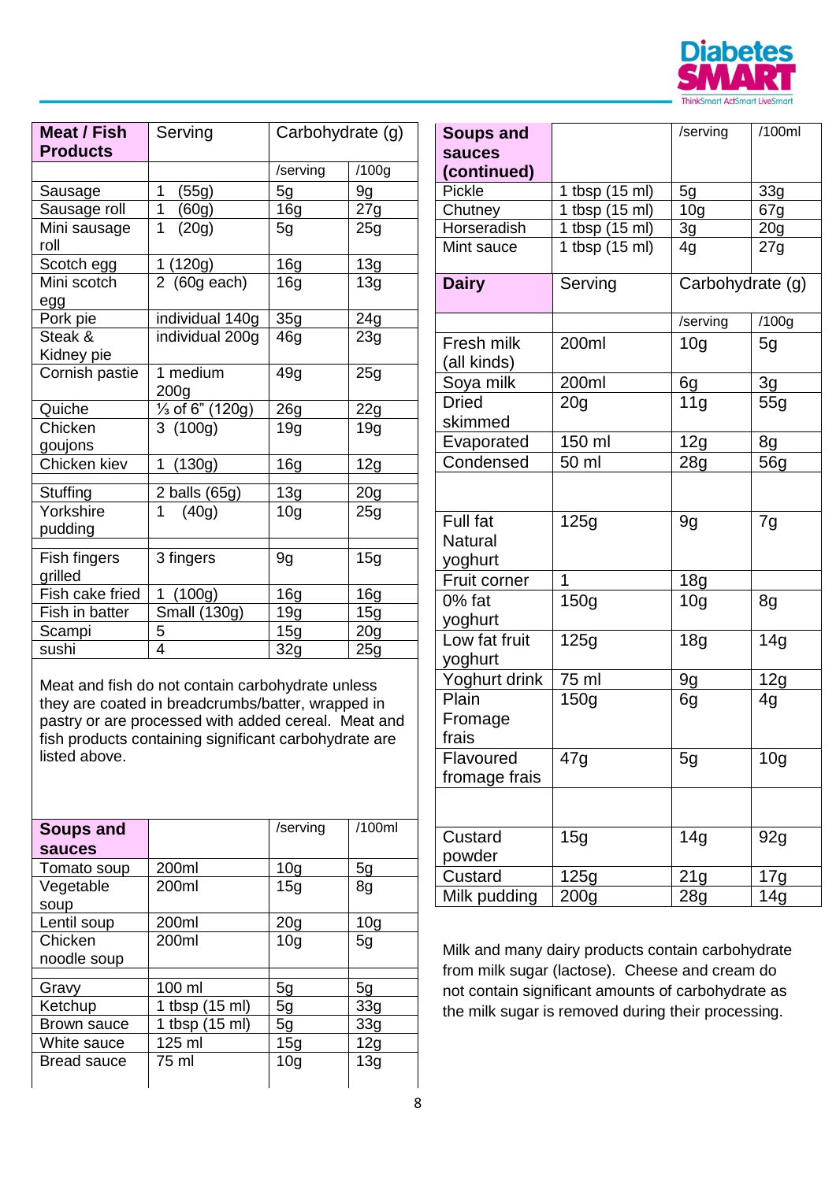| Meat / Fish Products | Serving | Carbohydrate (g) | |
|---|---|---|---|
| | | /serving | /100g |
| Sausage | 1 (55g) | 5g | 9g |
| Sausage roll | 1 (60g) | 16g | 27g |
| Mini sausage roll | 1 (20g) | 5g | 25g |
| Scotch egg | 1 (120g) | 16g | 13g |
| Mini scotch egg | 2 (60g each) | 16g | 13g |
| Pork pie | individual 140g | 35g | 24g |
| Steak & Kidney pie | individual 200g | 46g | 23g |
| Cornish pastie | 1 medium 200g | 49g | 25g |
| Quiche | ⅓ of 6" (120g) | 26g | 22g |
| Chicken goujons | 3 (100g) | 19g | 19g |
| Chicken kiev | 1 (130g) | 16g | 12g |
| | | | |
| Stuffing | 2 balls (65g) | 13g | 20g |
| Yorkshire pudding | 1 (40g) | 10g | 25g |
| | | | |
| Fish fingers grilled | 3 fingers | 9g | 15g |
| Fish cake fried | 1 (100g) | 16g | 16g |
| Fish in batter | Small (130g) | 19g | 15g |
| Scampi | 5 | 15g | 20g |
| sushi | 4 | 32g | 25g |

Meat and fish do not contain carbohydrate unless they are coated in breadcrumbs/batter, wrapped in pastry or are processed with added cereal. Meat and fish products containing significant carbohydrate are listed above.

| Soups and sauces | | /serving | /100ml |
|---|---|---|---|
| Tomato soup | 200ml | 10g | 5g |
| Vegetable soup | 200ml | 15g | 8g |
| Lentil soup | 200ml | 20g | 10g |
| Chicken noodle soup | 200ml | 10g | 5g |
| | | | |
| Gravy | 100 ml | 5g | 5g |
| Ketchup | 1 tbsp (15 ml) | 5g | 33g |
| Brown sauce | 1 tbsp (15 ml) | 5g | 33g |
| White sauce | 125 ml | 15g | 12g |
| Bread sauce | 75 ml | 10g | 13g |

| Soups and sauces (continued) | | /serving | /100ml |
|---|---|---|---|
| Pickle | 1 tbsp (15 ml) | 5g | 33g |
| Chutney | 1 tbsp (15 ml) | 10g | 67g |
| Horseradish | 1 tbsp (15 ml) | 3g | 20g |
| Mint sauce | 1 tbsp (15 ml) | 4g | 27g |

| Dairy | Serving | Carbohydrate (g) | |
|---|---|---|---|
| | | /serving | /100g |
| Fresh milk (all kinds) | 200ml | 10g | 5g |
| Soya milk | 200ml | 6g | 3g |
| Dried skimmed | 20g | 11g | 55g |
| Evaporated | 150 ml | 12g | 8g |
| Condensed | 50 ml | 28g | 56g |
| | | | |
| Full fat Natural yoghurt | 125g | 9g | 7g |
| Fruit corner | 1 | 18g | |
| 0% fat yoghurt | 150g | 10g | 8g |
| Low fat fruit yoghurt | 125g | 18g | 14g |
| Yoghurt drink | 75 ml | 9g | 12g |
| Plain Fromage frais | 150g | 6g | 4g |
| Flavoured fromage frais | 47g | 5g | 10g |
| | | | |
| Custard powder | 15g | 14g | 92g |
| Custard | 125g | 21g | 17g |
| Milk pudding | 200g | 28g | 14g |

Milk and many dairy products contain carbohydrate from milk sugar (lactose). Cheese and cream do not contain significant amounts of carbohydrate as the milk sugar is removed during their processing.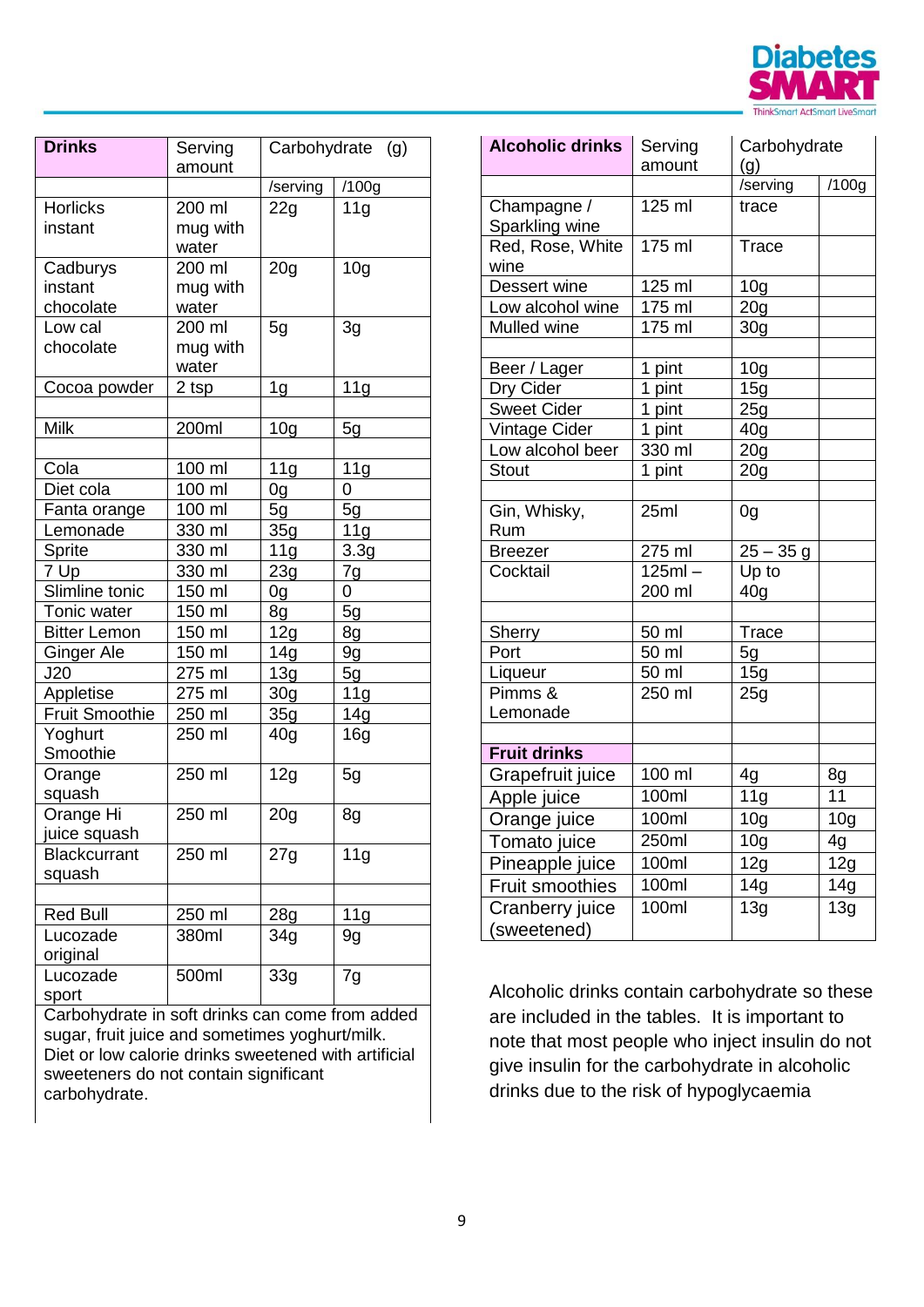| Drinks | Serving amount | Carbohydrate (g) | |
|---|---|---|---|
| | | /serving | /100g |
| Horlicks instant | 200 ml mug with water | 22g | 11g |
| Cadburys instant chocolate | 200 ml mug with water | 20g | 10g |
| Low cal chocolate | 200 ml mug with water | 5g | 3g |
| Cocoa powder | 2 tsp | 1g | 11g |
| | | | |
| Milk | 200ml | 10g | 5g |
| | | | |
| Cola | 100 ml | 11g | 11g |
| Diet cola | 100 ml | 0g | 0 |
| Fanta orange | 100 ml | 5g | 5g |
| Lemonade | 330 ml | 35g | 11g |
| Sprite | 330 ml | 11g | 3.3g |
| 7 Up | 330 ml | 23g | 7g |
| Slimline tonic | 150 ml | 0g | 0 |
| Tonic water | 150 ml | 8g | 5g |
| Bitter Lemon | 150 ml | 12g | 8g |
| Ginger Ale | 150 ml | 14g | 9g |
| J20 | 275 ml | 13g | 5g |
| Appletise | 275 ml | 30g | 11g |
| Fruit Smoothie | 250 ml | 35g | 14g |
| Yoghurt Smoothie | 250 ml | 40g | 16g |
| Orange squash | 250 ml | 12g | 5g |
| Orange Hi juice squash | 250 ml | 20g | 8g |
| Blackcurrant squash | 250 ml | 27g | 11g |
| | | | |
| Red Bull | 250 ml | 28g | 11g |
| Lucozade original | 380ml | 34g | 9g |
| Lucozade sport | 500ml | 33g | 7g |

Carbohydrate in soft drinks can come from added sugar, fruit juice and sometimes yoghurt/milk. Diet or low calorie drinks sweetened with artificial sweeteners do not contain significant carbohydrate.

| Alcoholic drinks | Serving amount | Carbohydrate (g) | |
|---|---|---|---|
| | | /serving | /100g |
| Champagne / Sparkling wine | 125 ml | trace | |
| Red, Rose, White wine | 175 ml | Trace | |
| Dessert wine | 125 ml | 10g | |
| Low alcohol wine | 175 ml | 20g | |
| Mulled wine | 175 ml | 30g | |
| | | | |
| Beer / Lager | 1 pint | 10g | |
| Dry Cider | 1 pint | 15g | |
| Sweet Cider | 1 pint | 25g | |
| Vintage Cider | 1 pint | 40g | |
| Low alcohol beer | 330 ml | 20g | |
| Stout | 1 pint | 20g | |
| | | | |
| Gin, Whisky, Rum | 25ml | 0g | |
| Breezer | 275 ml | 25 – 35 g | |
| Cocktail | 125ml – 200 ml | Up to 40g | |
| | | | |
| Sherry | 50 ml | Trace | |
| Port | 50 ml | 5g | |
| Liqueur | 50 ml | 15g | |
| Pimms & Lemonade | 250 ml | 25g | |
| | | | |
| **Fruit drinks** | | | |
| Grapefruit juice | 100 ml | 4g | 8g |
| Apple juice | 100ml | 11g | 11 |
| Orange juice | 100ml | 10g | 10g |
| Tomato juice | 250ml | 10g | 4g |
| Pineapple juice | 100ml | 12g | 12g |
| Fruit smoothies | 100ml | 14g | 14g |
| Cranberry juice (sweetened) | 100ml | 13g | 13g |

Alcoholic drinks contain carbohydrate so these are included in the tables. It is important to note that most people who inject insulin do not give insulin for the carbohydrate in alcoholic drinks due to the risk of hypoglycaemia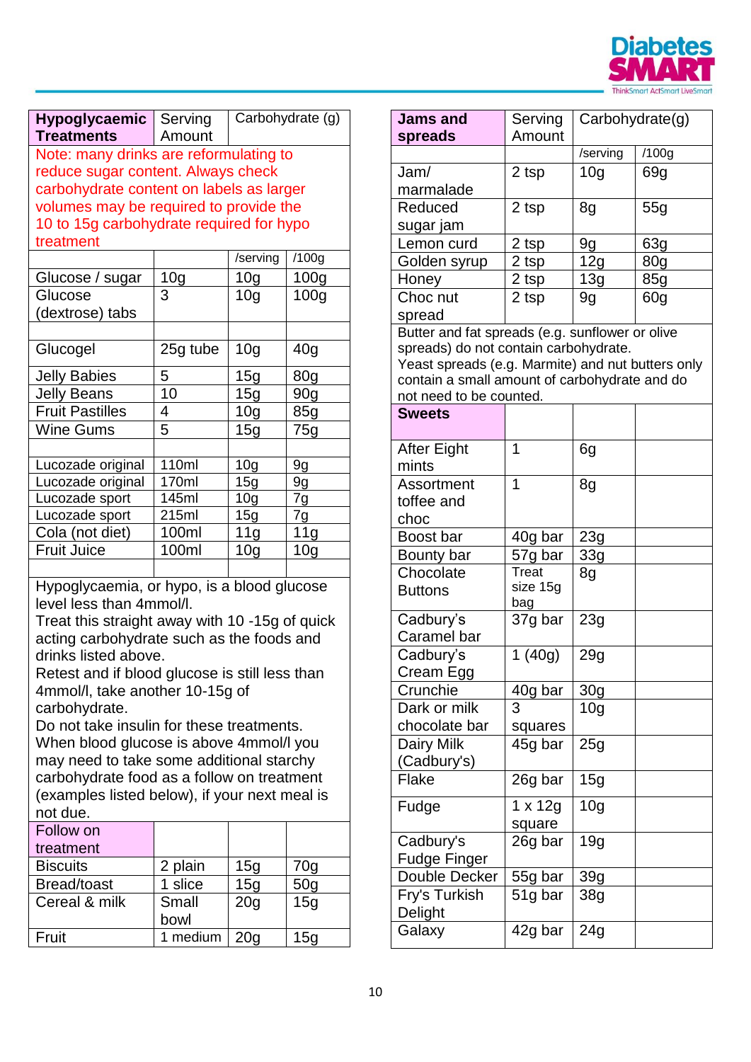| Hypoglycaemic Treatments | Serving Amount | Carbohydrate (g) | |
|---|---|---|---|
| Note: many drinks are reformulating to reduce sugar content. Always check carbohydrate content on labels as larger volumes may be required to provide the 10 to 15g carbohydrate required for hypo treatment | | | |
| | | /serving | /100g |
| Glucose / sugar | 10g | 10g | 100g |
| Glucose (dextrose) tabs | 3 | 10g | 100g |
| | | | |
| Glucogel | 25g tube | 10g | 40g |
| Jelly Babies | 5 | 15g | 80g |
| Jelly Beans | 10 | 15g | 90g |
| Fruit Pastilles | 4 | 10g | 85g |
| Wine Gums | 5 | 15g | 75g |
| | | | |
| Lucozade original | 110ml | 10g | 9g |
| Lucozade original | 170ml | 15g | 9g |
| Lucozade sport | 145ml | 10g | 7g |
| Lucozade sport | 215ml | 15g | 7g |
| Cola (not diet) | 100ml | 11g | 11g |
| Fruit Juice | 100ml | 10g | 10g |

Hypoglycaemia, or hypo, is a blood glucose level less than 4mmol/l.
Treat this straight away with 10 -15g of quick acting carbohydrate such as the foods and drinks listed above.
Retest and if blood glucose is still less than 4mmol/l, take another 10-15g of carbohydrate.
Do not take insulin for these treatments.
When blood glucose is above 4mmol/l you may need to take some additional starchy carbohydrate food as a follow on treatment (examples listed below), if your next meal is not due.

| Follow on treatment | | | |
|---|---|---|---|
| Biscuits | 2 plain | 15g | 70g |
| Bread/toast | 1 slice | 15g | 50g |
| Cereal & milk | Small bowl | 20g | 15g |
| Fruit | 1 medium | 20g | 15g |

| Jams and spreads | Serving Amount | Carbohydrate(g) | |
|---|---|---|---|
| | | /serving | /100g |
| Jam/ marmalade | 2 tsp | 10g | 69g |
| Reduced sugar jam | 2 tsp | 8g | 55g |
| Lemon curd | 2 tsp | 9g | 63g |
| Golden syrup | 2 tsp | 12g | 80g |
| Honey | 2 tsp | 13g | 85g |
| Choc nut spread | 2 tsp | 9g | 60g |

Butter and fat spreads (e.g. sunflower or olive spreads) do not contain carbohydrate.
Yeast spreads (e.g. Marmite) and nut butters only contain a small amount of carbohydrate and do not need to be counted.

| Sweets | | | |
|---|---|---|---|
| After Eight mints | 1 | 6g | |
| Assortment toffee and choc | 1 | 8g | |
| Boost bar | 40g bar | 23g | |
| Bounty bar | 57g bar | 33g | |
| Chocolate Buttons | Treat size 15g bag | 8g | |
| Cadbury's Caramel bar | 37g bar | 23g | |
| Cadbury's Cream Egg | 1 (40g) | 29g | |
| Crunchie | 40g bar | 30g | |
| Dark or milk chocolate bar | 3 squares | 10g | |
| Dairy Milk (Cadbury's) | 45g bar | 25g | |
| Flake | 26g bar | 15g | |
| Fudge | 1 x 12g square | 10g | |
| Cadbury's Fudge Finger | 26g bar | 19g | |
| Double Decker | 55g bar | 39g | |
| Fry's Turkish Delight | 51g bar | 38g | |
| Galaxy | 42g bar | 24g | |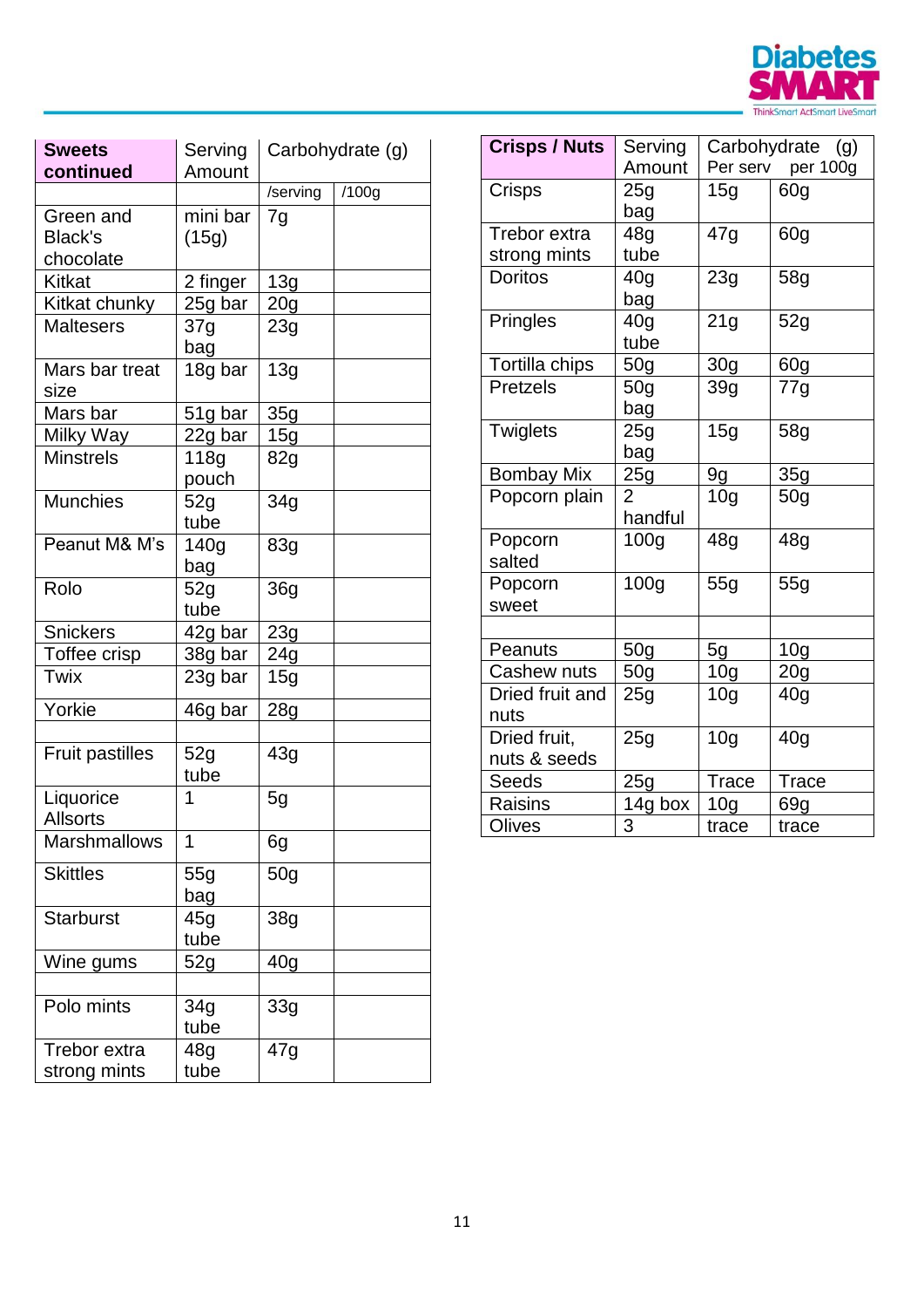| Sweets continued | Serving Amount | Carbohydrate (g) | |
|---|---|---|---|
| | | /serving | /100g |
| Green and Black's chocolate | mini bar (15g) | 7g | |
| Kitkat | 2 finger | 13g | |
| Kitkat chunky | 25g bar | 20g | |
| Maltesers | 37g bag | 23g | |
| Mars bar treat size | 18g bar | 13g | |
| Mars bar | 51g bar | 35g | |
| Milky Way | 22g bar | 15g | |
| Minstrels | 118g pouch | 82g | |
| Munchies | 52g tube | 34g | |
| Peanut M& M's | 140g bag | 83g | |
| Rolo | 52g tube | 36g | |
| Snickers | 42g bar | 23g | |
| Toffee crisp | 38g bar | 24g | |
| Twix | 23g bar | 15g | |
| Yorkie | 46g bar | 28g | |
| | | | |
| Fruit pastilles | 52g tube | 43g | |
| Liquorice Allsorts | 1 | 5g | |
| Marshmallows | 1 | 6g | |
| Skittles | 55g bag | 50g | |
| Starburst | 45g tube | 38g | |
| Wine gums | 52g | 40g | |
| | | | |
| Polo mints | 34g tube | 33g | |
| Trebor extra strong mints | 48g tube | 47g | |

| Crisps / Nuts | Serving Amount | Carbohydrate (g) Per serv | per 100g |
|---|---|---|---|
| Crisps | 25g bag | 15g | 60g |
| Trebor extra strong mints | 48g tube | 47g | 60g |
| Doritos | 40g bag | 23g | 58g |
| Pringles | 40g tube | 21g | 52g |
| Tortilla chips | 50g | 30g | 60g |
| Pretzels | 50g bag | 39g | 77g |
| Twiglets | 25g bag | 15g | 58g |
| Bombay Mix | 25g | 9g | 35g |
| Popcorn plain | 2 handful | 10g | 50g |
| Popcorn salted | 100g | 48g | 48g |
| Popcorn sweet | 100g | 55g | 55g |
| | | | |
| Peanuts | 50g | 5g | 10g |
| Cashew nuts | 50g | 10g | 20g |
| Dried fruit and nuts | 25g | 10g | 40g |
| Dried fruit, nuts & seeds | 25g | 10g | 40g |
| Seeds | 25g | Trace | Trace |
| Raisins | 14g box | 10g | 69g |
| Olives | 3 | trace | trace |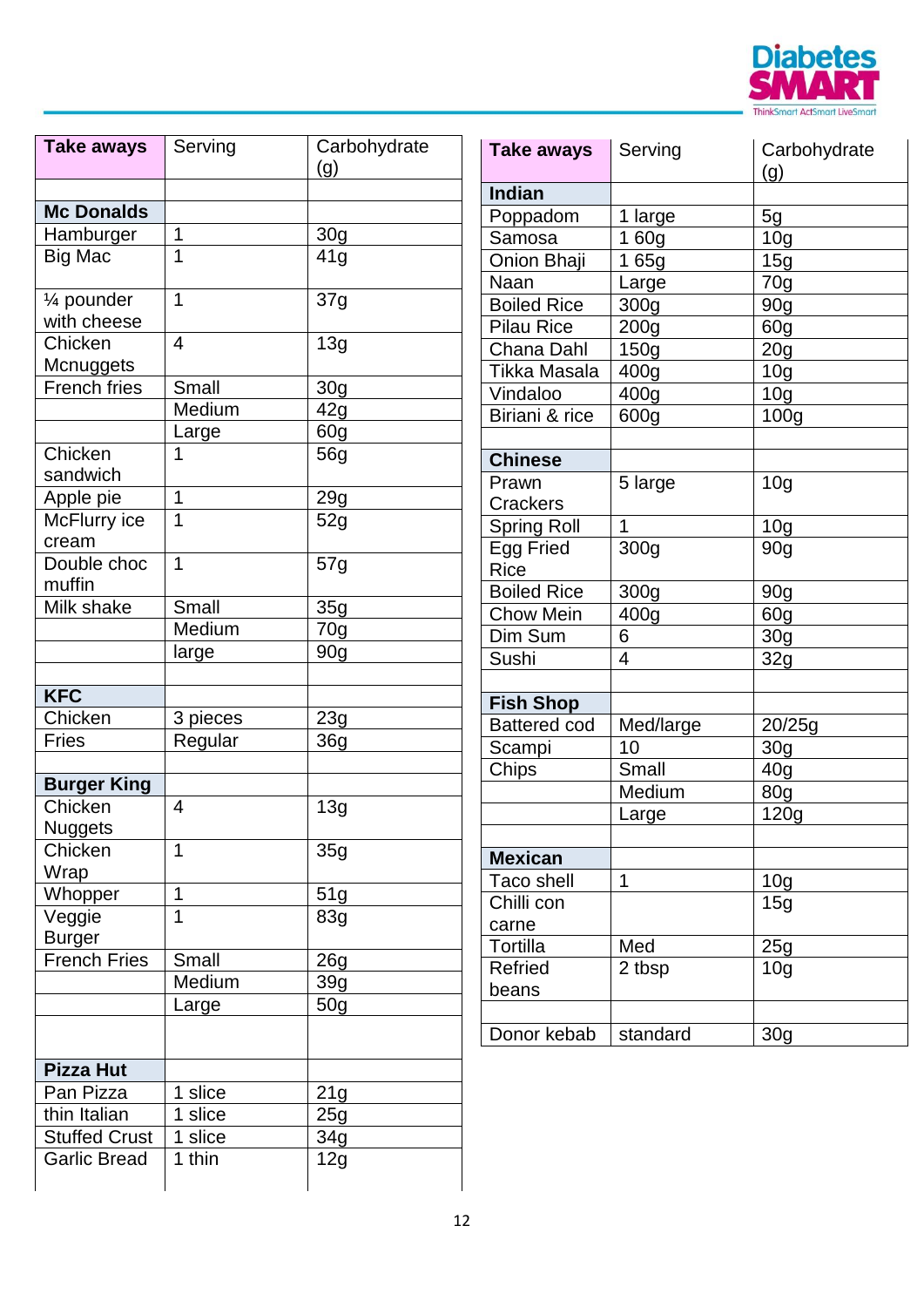| Take aways | Serving | Carbohydrate (g) |
|---|---|---|
| | | |
| **Mc Donalds** | | |
| Hamburger | 1 | 30g |
| Big Mac | 1 | 41g |
| ¼ pounder with cheese | 1 | 37g |
| Chicken Mcnuggets | 4 | 13g |
| French fries | Small | 30g |
| | Medium | 42g |
| | Large | 60g |
| Chicken sandwich | 1 | 56g |
| Apple pie | 1 | 29g |
| McFlurry ice cream | 1 | 52g |
| Double choc muffin | 1 | 57g |
| Milk shake | Small | 35g |
| | Medium | 70g |
| | large | 90g |
| | | |
| **KFC** | | |
| Chicken | 3 pieces | 23g |
| Fries | Regular | 36g |
| | | |
| **Burger King** | | |
| Chicken Nuggets | 4 | 13g |
| Chicken Wrap | 1 | 35g |
| Whopper | 1 | 51g |
| Veggie Burger | 1 | 83g |
| French Fries | Small | 26g |
| | Medium | 39g |
| | Large | 50g |
| | | |
| **Pizza Hut** | | |
| Pan Pizza | 1 slice | 21g |
| thin Italian | 1 slice | 25g |
| Stuffed Crust | 1 slice | 34g |
| Garlic Bread | 1 thin | 12g |

| Take aways | Serving | Carbohydrate (g) |
|---|---|---|
| **Indian** | | |
| Poppadom | 1 large | 5g |
| Samosa | 1 60g | 10g |
| Onion Bhaji | 1 65g | 15g |
| Naan | Large | 70g |
| Boiled Rice | 300g | 90g |
| Pilau Rice | 200g | 60g |
| Chana Dahl | 150g | 20g |
| Tikka Masala | 400g | 10g |
| Vindaloo | 400g | 10g |
| Biriani & rice | 600g | 100g |
| | | |
| **Chinese** | | |
| Prawn Crackers | 5 large | 10g |
| Spring Roll | 1 | 10g |
| Egg Fried Rice | 300g | 90g |
| Boiled Rice | 300g | 90g |
| Chow Mein | 400g | 60g |
| Dim Sum | 6 | 30g |
| Sushi | 4 | 32g |
| | | |
| **Fish Shop** | | |
| Battered cod | Med/large | 20/25g |
| Scampi | 10 | 30g |
| Chips | Small | 40g |
| | Medium | 80g |
| | Large | 120g |
| | | |
| **Mexican** | | |
| Taco shell | 1 | 10g |
| Chilli con carne | | 15g |
| Tortilla | Med | 25g |
| Refried beans | 2 tbsp | 10g |
| | | |
| Donor kebab | standard | 30g |